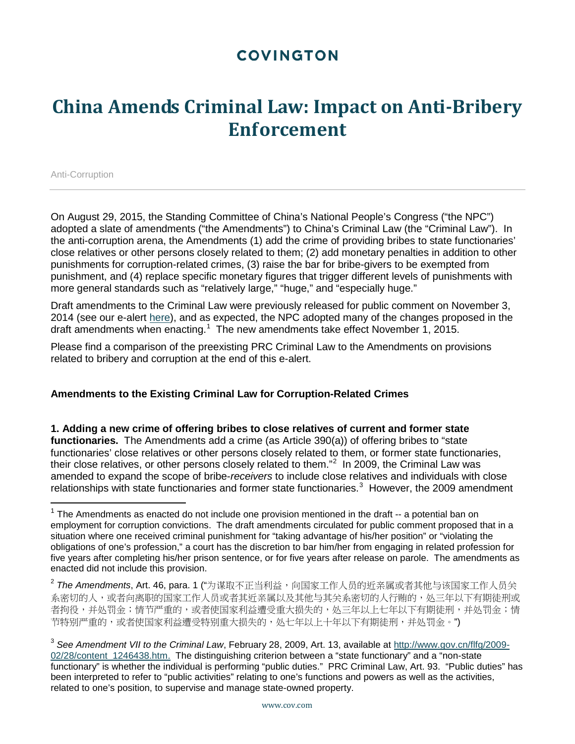# COVINGTON

# China Amends Criminal Law: Impact on Anti-Bribery Enforcement

Anti-Corruption

On August 29, 2015, the Standing Committee of China's National People's Congress ("the NPC") adopted a slate of amendments ("the Amendments") to China's Criminal Law (the "Criminal Law"). In the anti-corruption arena, the Amendments (1) add the crime of providing bribes to state functionaries' close relatives or other persons closely related to them; (2) add monetary penalties in addition to other punishments for corruption-related crimes, (3) raise the bar for bribe-givers to be exempted from punishment, and (4) replace specific monetary figures that trigger different levels of punishments with more general standards such as "relatively large," "huge," and "especially huge."

Draft amendments to the Criminal Law were previously released for public comment on November 3, 2014 (see our e-alert here), and as expected, the NPC adopted many of the changes proposed in the draft amendments when enacting.[1] The new amendments take effect November 1, 2015.

Please find a comparison of the preexisting PRC Criminal Law to the Amendments on provisions related to bribery and corruption at the end of this e-alert.

**Amendments to the Existing Criminal Law for Corruption-Related Crimes**

**1. Adding a new crime of offering bribes to close relatives of current and former state functionaries.** The Amendments add a crime (as Article 390(a)) of offering bribes to "state functionaries' close relatives or other persons closely related to them, or former state functionaries, their close relatives, or other persons closely related to them."[2] In 2009, the Criminal Law was amended to expand the scope of bribe-*receivers* to include close relatives and individuals with close relationships with state functionaries and former state functionaries.[3] However, the 2009 amendment

---

[1] The Amendments as enacted do not include one provision mentioned in the draft -- a potential ban on employment for corruption convictions. The draft amendments circulated for public comment proposed that in a situation where one received criminal punishment for "taking advantage of his/her position" or "violating the obligations of one's profession," a court has the discretion to bar him/her from engaging in related profession for five years after completing his/her prison sentence, or for five years after release on parole. The amendments as enacted did not include this provision.

[2] *The Amendments*, Art. 46, para. 1 ("为谋取不正当利益，向国家工作人员的近亲属或者其他与该国家工作人员关系密切的人，或者向离职的国家工作人员或者其近亲属以及其他与其关系密切的人行贿的，处三年以下有期徒刑或者拘役，并处罚金；情节严重的，或者使国家利益遭受重大损失的，处三年以上七年以下有期徒刑，并处罚金；情节特别严重的，或者使国家利益遭受特别重大损失的，处七年以上十年以下有期徒刑，并处罚金。")

[3] *See Amendment VII to the Criminal Law*, February 28, 2009, Art. 13, available at http://www.gov.cn/flfg/2009-02/28/content_1246438.htm. The distinguishing criterion between a "state functionary" and a "non-state functionary" is whether the individual is performing "public duties." PRC Criminal Law, Art. 93. "Public duties" has been interpreted to refer to "public activities" relating to one's functions and powers as well as the activities, related to one's position, to supervise and manage state-owned property.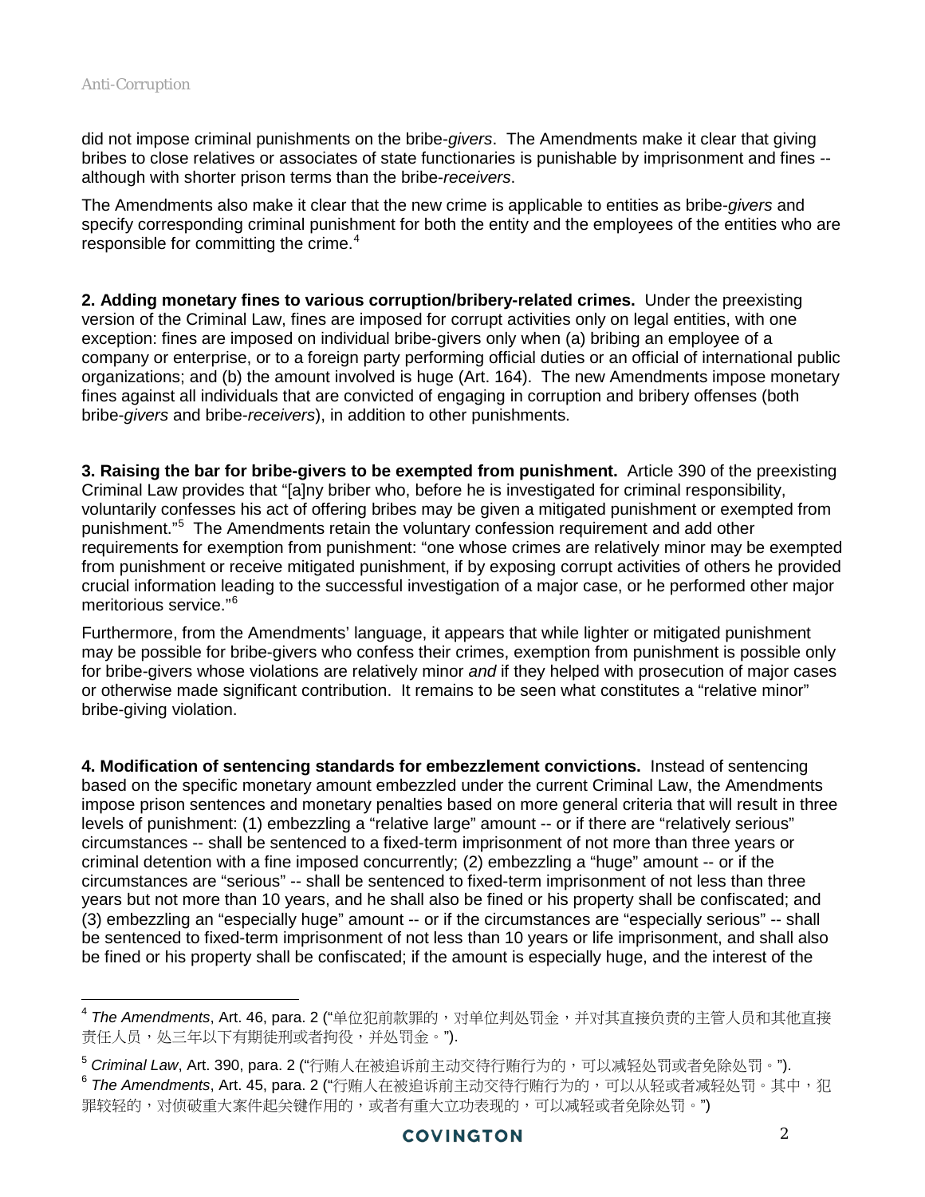did not impose criminal punishments on the bribe-*givers*. The Amendments make it clear that giving bribes to close relatives or associates of state functionaries is punishable by imprisonment and fines -- although with shorter prison terms than the bribe-*receivers*.

The Amendments also make it clear that the new crime is applicable to entities as bribe-*givers* and specify corresponding criminal punishment for both the entity and the employees of the entities who are responsible for committing the crime.[4]

**2. Adding monetary fines to various corruption/bribery-related crimes.** Under the preexisting version of the Criminal Law, fines are imposed for corrupt activities only on legal entities, with one exception: fines are imposed on individual bribe-givers only when (a) bribing an employee of a company or enterprise, or to a foreign party performing official duties or an official of international public organizations; and (b) the amount involved is huge (Art. 164). The new Amendments impose monetary fines against all individuals that are convicted of engaging in corruption and bribery offenses (both bribe-*givers* and bribe-*receivers*), in addition to other punishments.

**3. Raising the bar for bribe-givers to be exempted from punishment.** Article 390 of the preexisting Criminal Law provides that "[a]ny briber who, before he is investigated for criminal responsibility, voluntarily confesses his act of offering bribes may be given a mitigated punishment or exempted from punishment."[5] The Amendments retain the voluntary confession requirement and add other requirements for exemption from punishment: "one whose crimes are relatively minor may be exempted from punishment or receive mitigated punishment, if by exposing corrupt activities of others he provided crucial information leading to the successful investigation of a major case, or he performed other major meritorious service."[6]

Furthermore, from the Amendments' language, it appears that while lighter or mitigated punishment may be possible for bribe-givers who confess their crimes, exemption from punishment is possible only for bribe-givers whose violations are relatively minor *and* if they helped with prosecution of major cases or otherwise made significant contribution. It remains to be seen what constitutes a "relative minor" bribe-giving violation.

**4. Modification of sentencing standards for embezzlement convictions.** Instead of sentencing based on the specific monetary amount embezzled under the current Criminal Law, the Amendments impose prison sentences and monetary penalties based on more general criteria that will result in three levels of punishment: (1) embezzling a "relative large" amount -- or if there are "relatively serious" circumstances -- shall be sentenced to a fixed-term imprisonment of not more than three years or criminal detention with a fine imposed concurrently; (2) embezzling a "huge" amount -- or if the circumstances are "serious" -- shall be sentenced to fixed-term imprisonment of not less than three years but not more than 10 years, and he shall also be fined or his property shall be confiscated; and (3) embezzling an "especially huge" amount -- or if the circumstances are "especially serious" -- shall be sentenced to fixed-term imprisonment of not less than 10 years or life imprisonment, and shall also be fined or his property shall be confiscated; if the amount is especially huge, and the interest of the

---

[4] *The Amendments*, Art. 46, para. 2 ("单位犯前款罪的，对单位判处罚金，并对其直接负责的主管人员和其他直接责任人员，处三年以下有期徒刑或者拘役，并处罚金。").

[5] *Criminal Law*, Art. 390, para. 2 ("行贿人在被追诉前主动交待行贿行为的，可以减轻处罚或者免除处罚。").

[6] *The Amendments*, Art. 45, para. 2 ("行贿人在被追诉前主动交待行贿行为的，可以从轻或者减轻处罚。其中，犯罪较轻的，对侦破重大案件起关键作用的，或者有重大立功表现的，可以减轻或者免除处罚。")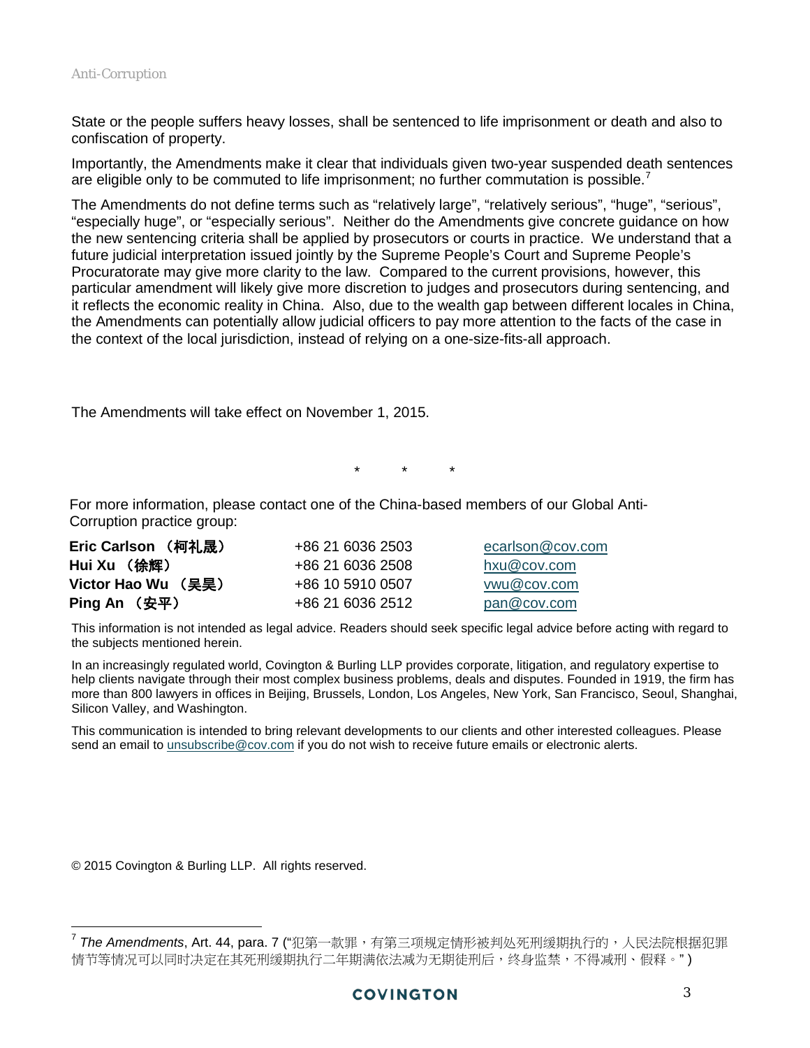State or the people suffers heavy losses, shall be sentenced to life imprisonment or death and also to confiscation of property.

Importantly, the Amendments make it clear that individuals given two-year suspended death sentences are eligible only to be commuted to life imprisonment; no further commutation is possible.[7]

The Amendments do not define terms such as "relatively large", "relatively serious", "huge", "serious", "especially huge", or "especially serious". Neither do the Amendments give concrete guidance on how the new sentencing criteria shall be applied by prosecutors or courts in practice. We understand that a future judicial interpretation issued jointly by the Supreme People's Court and Supreme People's Procuratorate may give more clarity to the law. Compared to the current provisions, however, this particular amendment will likely give more discretion to judges and prosecutors during sentencing, and it reflects the economic reality in China. Also, due to the wealth gap between different locales in China, the Amendments can potentially allow judicial officers to pay more attention to the facts of the case in the context of the local jurisdiction, instead of relying on a one-size-fits-all approach.

The Amendments will take effect on November 1, 2015.

\* \* \*

For more information, please contact one of the China-based members of our Global Anti-Corruption practice group:

| | | |
|---|---|---|
| **Eric Carlson （柯礼晟）** | +86 21 6036 2503 | ecarlson@cov.com |
| **Hui Xu （徐辉）** | +86 21 6036 2508 | hxu@cov.com |
| **Victor Hao Wu （吴昊）** | +86 10 5910 0507 | vwu@cov.com |
| **Ping An （安平）** | +86 21 6036 2512 | pan@cov.com |

This information is not intended as legal advice. Readers should seek specific legal advice before acting with regard to the subjects mentioned herein.

In an increasingly regulated world, Covington & Burling LLP provides corporate, litigation, and regulatory expertise to help clients navigate through their most complex business problems, deals and disputes. Founded in 1919, the firm has more than 800 lawyers in offices in Beijing, Brussels, London, Los Angeles, New York, San Francisco, Seoul, Shanghai, Silicon Valley, and Washington.

This communication is intended to bring relevant developments to our clients and other interested colleagues. Please send an email to unsubscribe@cov.com if you do not wish to receive future emails or electronic alerts.

© 2015 Covington & Burling LLP. All rights reserved.

---

[7] *The Amendments*, Art. 44, para. 7 ("犯第一款罪，有第三项规定情形被判处死刑缓期执行的，人民法院根据犯罪情节等情况可以同时决定在其死刑缓期执行二年期满依法减为无期徒刑后，终身监禁，不得减刑、假释。")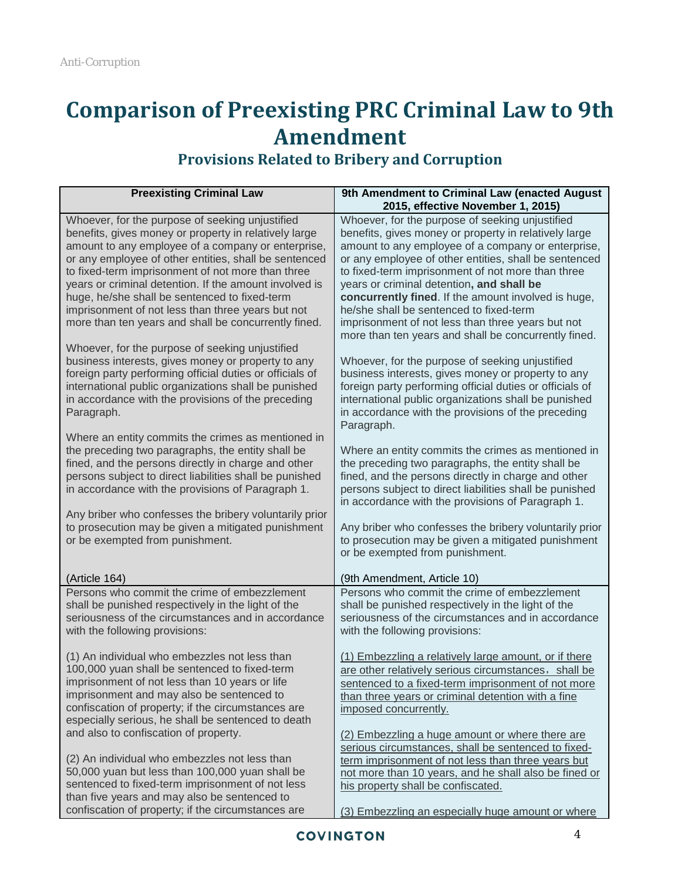# Comparison of Preexisting PRC Criminal Law to 9th Amendment

### Provisions Related to Bribery and Corruption

| Preexisting Criminal Law | 9th Amendment to Criminal Law (enacted August 2015, effective November 1, 2015) |
|---|---|
| Whoever, for the purpose of seeking unjustified benefits, gives money or property in relatively large amount to any employee of a company or enterprise, or any employee of other entities, shall be sentenced to fixed-term imprisonment of not more than three years or criminal detention. If the amount involved is huge, he/she shall be sentenced to fixed-term imprisonment of not less than three years but not more than ten years and shall be concurrently fined.<br><br>Whoever, for the purpose of seeking unjustified business interests, gives money or property to any foreign party performing official duties or officials of international public organizations shall be punished in accordance with the provisions of the preceding Paragraph.<br><br>Where an entity commits the crimes as mentioned in the preceding two paragraphs, the entity shall be fined, and the persons directly in charge and other persons subject to direct liabilities shall be punished in accordance with the provisions of Paragraph 1.<br><br>Any briber who confesses the bribery voluntarily prior to prosecution may be given a mitigated punishment or be exempted from punishment.<br><br>(Article 164) | Whoever, for the purpose of seeking unjustified benefits, gives money or property in relatively large amount to any employee of a company or enterprise, or any employee of other entities, shall be sentenced to fixed-term imprisonment of not more than three years or criminal detention**, and shall be concurrently fined**. If the amount involved is huge, he/she shall be sentenced to fixed-term imprisonment of not less than three years but not more than ten years and shall be concurrently fined.<br><br>Whoever, for the purpose of seeking unjustified business interests, gives money or property to any foreign party performing official duties or officials of international public organizations shall be punished in accordance with the provisions of the preceding Paragraph.<br><br>Where an entity commits the crimes as mentioned in the preceding two paragraphs, the entity shall be fined, and the persons directly in charge and other persons subject to direct liabilities shall be punished in accordance with the provisions of Paragraph 1.<br><br>Any briber who confesses the bribery voluntarily prior to prosecution may be given a mitigated punishment or be exempted from punishment.<br><br>(9th Amendment, Article 10) |
| Persons who commit the crime of embezzlement shall be punished respectively in the light of the seriousness of the circumstances and in accordance with the following provisions:<br><br>(1) An individual who embezzles not less than 100,000 yuan shall be sentenced to fixed-term imprisonment of not less than 10 years or life imprisonment and may also be sentenced to confiscation of property; if the circumstances are especially serious, he shall be sentenced to death and also to confiscation of property.<br><br>(2) An individual who embezzles not less than 50,000 yuan but less than 100,000 yuan shall be sentenced to fixed-term imprisonment of not less than five years and may also be sentenced to confiscation of property; if the circumstances are | Persons who commit the crime of embezzlement shall be punished respectively in the light of the seriousness of the circumstances and in accordance with the following provisions:<br><br><u>(1) Embezzling a relatively large amount, or if there are other relatively serious circumstances，shall be sentenced to a fixed-term imprisonment of not more than three years or criminal detention with a fine imposed concurrently.</u><br><br><u>(2) Embezzling a huge amount or where there are serious circumstances, shall be sentenced to fixed-term imprisonment of not less than three years but not more than 10 years, and he shall also be fined or his property shall be confiscated.</u><br><br><u>(3) Embezzling an especially huge amount or where</u> |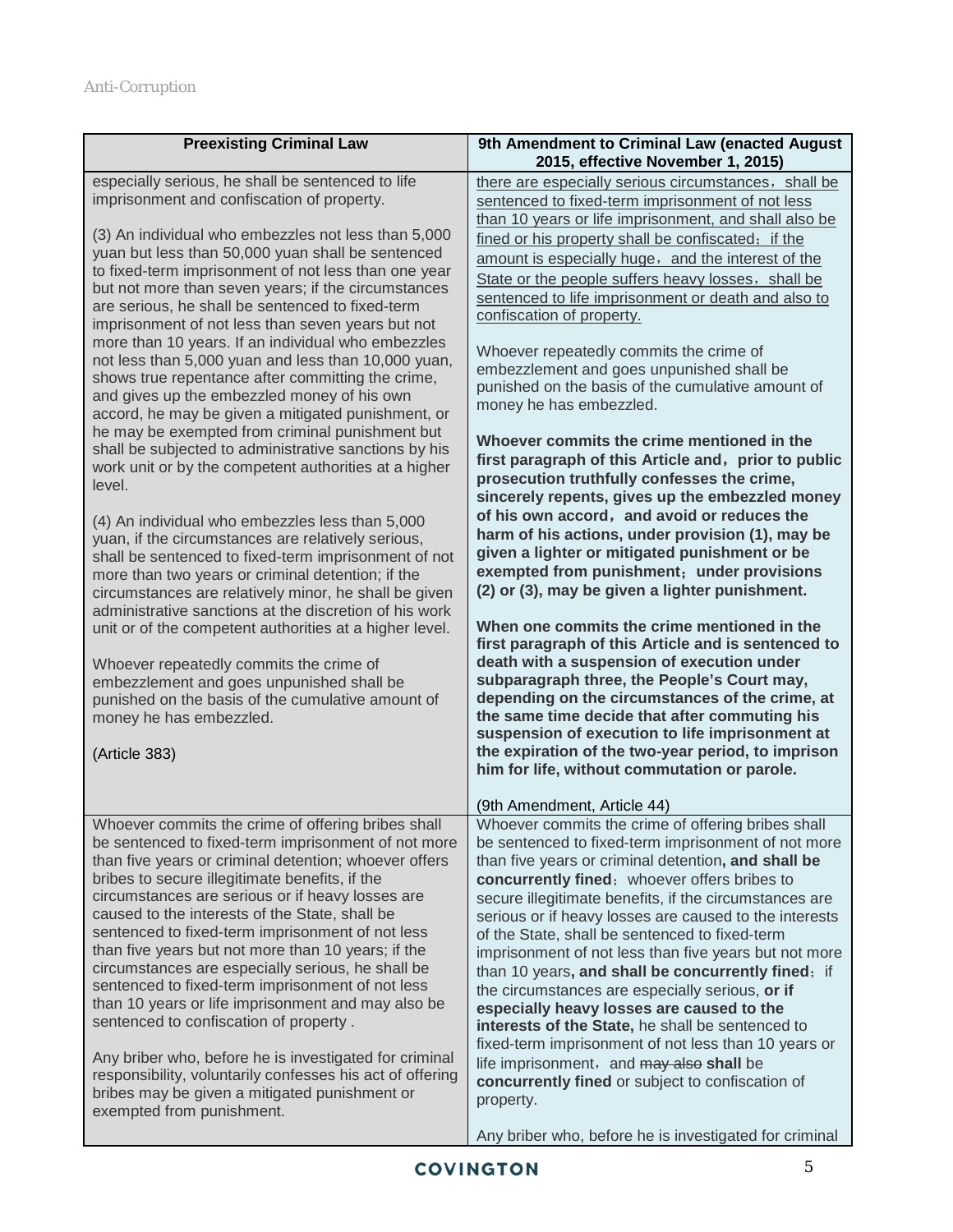| Preexisting Criminal Law | 9th Amendment to Criminal Law (enacted August 2015, effective November 1, 2015) |
|---|---|
| especially serious, he shall be sentenced to life imprisonment and confiscation of property.<br><br>(3) An individual who embezzles not less than 5,000 yuan but less than 50,000 yuan shall be sentenced to fixed-term imprisonment of not less than one year but not more than seven years; if the circumstances are serious, he shall be sentenced to fixed-term imprisonment of not less than seven years but not more than 10 years. If an individual who embezzles not less than 5,000 yuan and less than 10,000 yuan, shows true repentance after committing the crime, and gives up the embezzled money of his own accord, he may be given a mitigated punishment, or he may be exempted from criminal punishment but shall be subjected to administrative sanctions by his work unit or by the competent authorities at a higher level.<br><br>(4) An individual who embezzles less than 5,000 yuan, if the circumstances are relatively serious, shall be sentenced to fixed-term imprisonment of not more than two years or criminal detention; if the circumstances are relatively minor, he shall be given administrative sanctions at the discretion of his work unit or of the competent authorities at a higher level.<br><br>Whoever repeatedly commits the crime of embezzlement and goes unpunished shall be punished on the basis of the cumulative amount of money he has embezzled.<br><br>(Article 383) | <u>there are especially serious circumstances，shall be sentenced to fixed-term imprisonment of not less than 10 years or life imprisonment, and shall also be fined or his property shall be confiscated；if the amount is especially huge，and the interest of the State or the people suffers heavy losses，shall be sentenced to life imprisonment or death and also to confiscation of property.</u><br><br>Whoever repeatedly commits the crime of embezzlement and goes unpunished shall be punished on the basis of the cumulative amount of money he has embezzled.<br><br>**Whoever commits the crime mentioned in the first paragraph of this Article and，prior to public prosecution truthfully confesses the crime, sincerely repents, gives up the embezzled money of his own accord，and avoid or reduces the harm of his actions, under provision (1), may be given a lighter or mitigated punishment or be exempted from punishment；under provisions (2) or (3), may be given a lighter punishment.**<br><br>**When one commits the crime mentioned in the first paragraph of this Article and is sentenced to death with a suspension of execution under subparagraph three, the People's Court may, depending on the circumstances of the crime, at the same time decide that after commuting his suspension of execution to life imprisonment at the expiration of the two-year period, to imprison him for life, without commutation or parole.**<br><br>(9th Amendment, Article 44) |
| Whoever commits the crime of offering bribes shall be sentenced to fixed-term imprisonment of not more than five years or criminal detention; whoever offers bribes to secure illegitimate benefits, if the circumstances are serious or if heavy losses are caused to the interests of the State, shall be sentenced to fixed-term imprisonment of not less than five years but not more than 10 years; if the circumstances are especially serious, he shall be sentenced to fixed-term imprisonment of not less than 10 years or life imprisonment and may also be sentenced to confiscation of property .<br><br>Any briber who, before he is investigated for criminal responsibility, voluntarily confesses his act of offering bribes may be given a mitigated punishment or exempted from punishment. | Whoever commits the crime of offering bribes shall be sentenced to fixed-term imprisonment of not more than five years or criminal detention**, and shall be concurrently fined**；whoever offers bribes to secure illegitimate benefits, if the circumstances are serious or if heavy losses are caused to the interests of the State, shall be sentenced to fixed-term imprisonment of not less than five years but not more than 10 years**, and shall be concurrently fined**；if the circumstances are especially serious, **or if especially heavy losses are caused to the interests of the State,** he shall be sentenced to fixed-term imprisonment of not less than 10 years or life imprisonment，and ~~may also~~ **shall** be **concurrently fined** or subject to confiscation of property.<br><br>Any briber who, before he is investigated for criminal |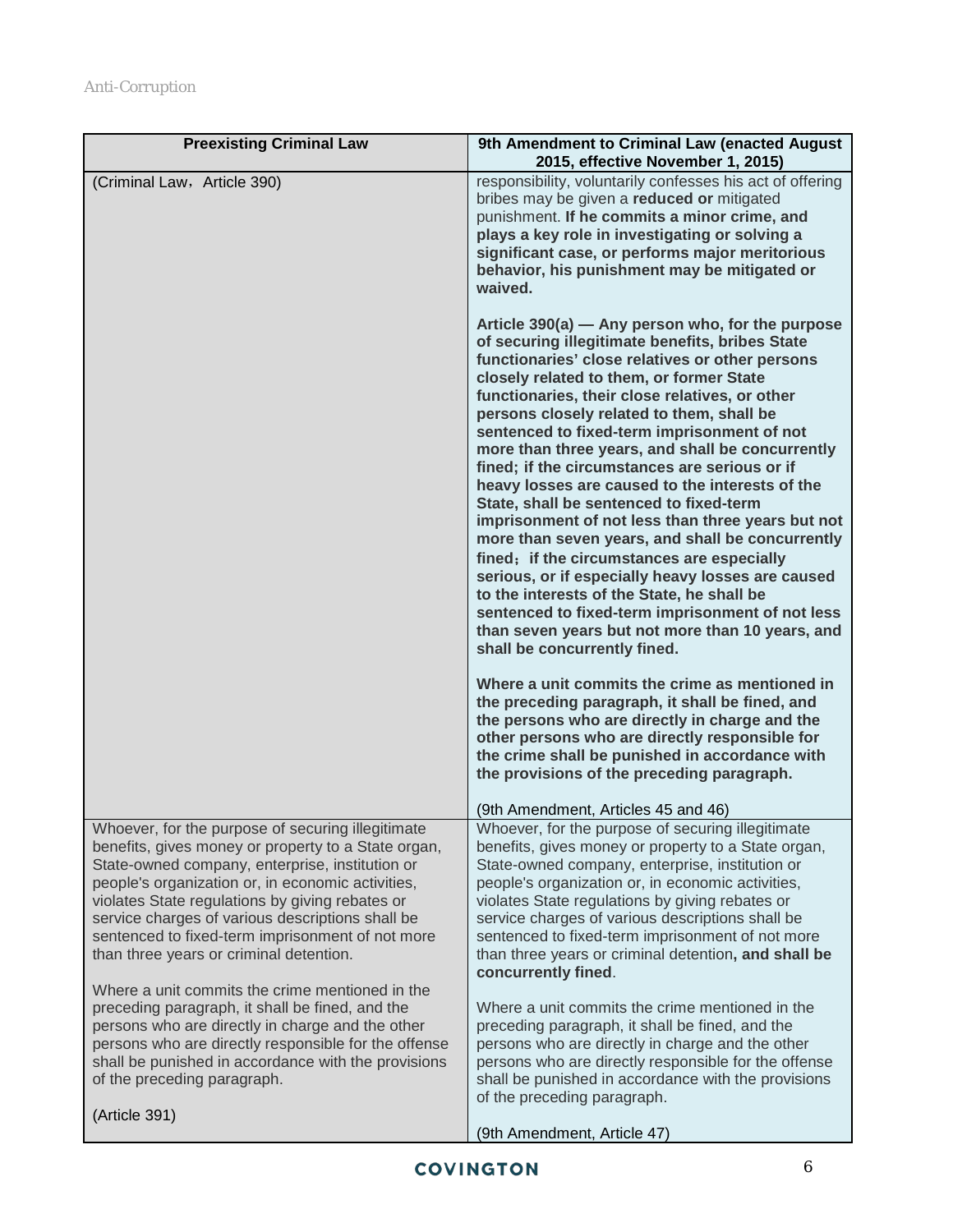| Preexisting Criminal Law | 9th Amendment to Criminal Law (enacted August 2015, effective November 1, 2015) |
| --- | --- |
| (Criminal Law, Article 390) | responsibility, voluntarily confesses his act of offering bribes may be given a **reduced or** mitigated punishment. **If he commits a minor crime, and plays a key role in investigating or solving a significant case, or performs major meritorious behavior, his punishment may be mitigated or waived.**<br><br>**Article 390(a) — Any person who, for the purpose of securing illegitimate benefits, bribes State functionaries' close relatives or other persons closely related to them, or former State functionaries, their close relatives, or other persons closely related to them, shall be sentenced to fixed-term imprisonment of not more than three years, and shall be concurrently fined; if the circumstances are serious or if heavy losses are caused to the interests of the State, shall be sentenced to fixed-term imprisonment of not less than three years but not more than seven years, and shall be concurrently fined; if the circumstances are especially serious, or if especially heavy losses are caused to the interests of the State, he shall be sentenced to fixed-term imprisonment of not less than seven years but not more than 10 years, and shall be concurrently fined.**<br><br>**Where a unit commits the crime as mentioned in the preceding paragraph, it shall be fined, and the persons who are directly in charge and the other persons who are directly responsible for the crime shall be punished in accordance with the provisions of the preceding paragraph.**<br><br>(9th Amendment, Articles 45 and 46) |
| Whoever, for the purpose of securing illegitimate benefits, gives money or property to a State organ, State-owned company, enterprise, institution or people's organization or, in economic activities, violates State regulations by giving rebates or service charges of various descriptions shall be sentenced to fixed-term imprisonment of not more than three years or criminal detention.<br><br>Where a unit commits the crime mentioned in the preceding paragraph, it shall be fined, and the persons who are directly in charge and the other persons who are directly responsible for the offense shall be punished in accordance with the provisions of the preceding paragraph.<br><br>(Article 391) | Whoever, for the purpose of securing illegitimate benefits, gives money or property to a State organ, State-owned company, enterprise, institution or people's organization or, in economic activities, violates State regulations by giving rebates or service charges of various descriptions shall be sentenced to fixed-term imprisonment of not more than three years or criminal detention**, and shall be concurrently fined**.<br><br>Where a unit commits the crime mentioned in the preceding paragraph, it shall be fined, and the persons who are directly in charge and the other persons who are directly responsible for the offense shall be punished in accordance with the provisions of the preceding paragraph.<br><br>(9th Amendment, Article 47) |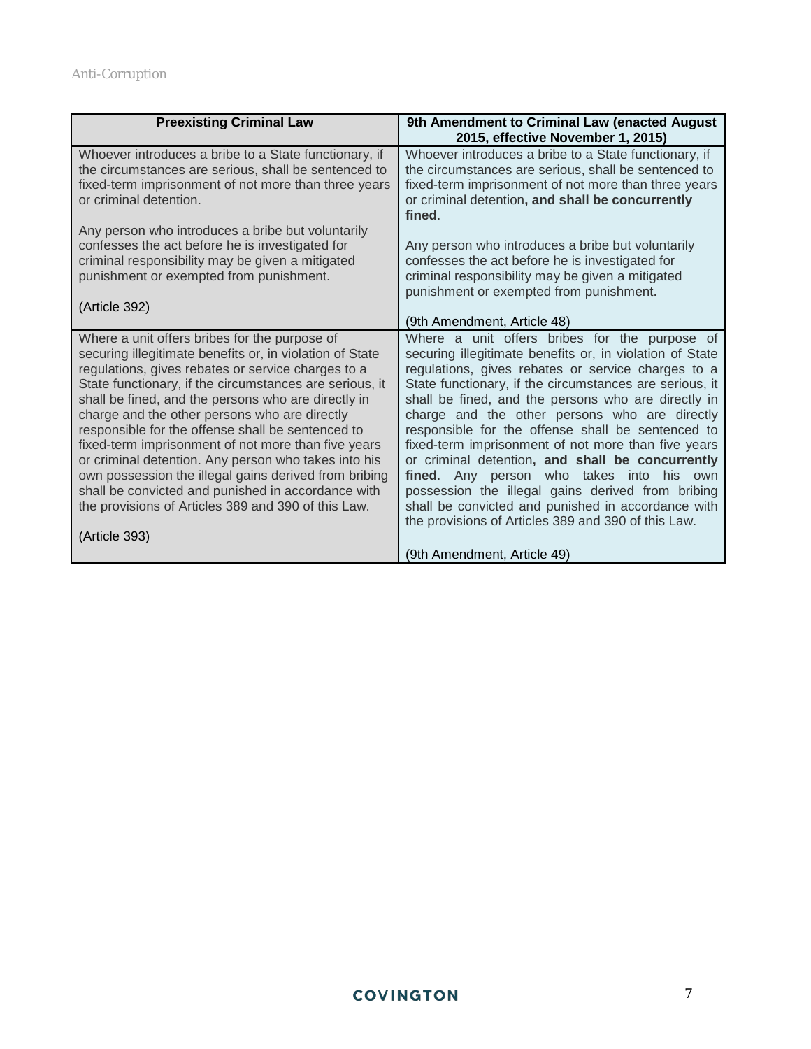| Preexisting Criminal Law | 9th Amendment to Criminal Law (enacted August 2015, effective November 1, 2015) |
|---|---|
| Whoever introduces a bribe to a State functionary, if the circumstances are serious, shall be sentenced to fixed-term imprisonment of not more than three years or criminal detention.<br><br>Any person who introduces a bribe but voluntarily confesses the act before he is investigated for criminal responsibility may be given a mitigated punishment or exempted from punishment.<br><br>(Article 392) | Whoever introduces a bribe to a State functionary, if the circumstances are serious, shall be sentenced to fixed-term imprisonment of not more than three years or criminal detention**, and shall be concurrently fined**.<br><br>Any person who introduces a bribe but voluntarily confesses the act before he is investigated for criminal responsibility may be given a mitigated punishment or exempted from punishment.<br><br>(9th Amendment, Article 48) |
| Where a unit offers bribes for the purpose of securing illegitimate benefits or, in violation of State regulations, gives rebates or service charges to a State functionary, if the circumstances are serious, it shall be fined, and the persons who are directly in charge and the other persons who are directly responsible for the offense shall be sentenced to fixed-term imprisonment of not more than five years or criminal detention. Any person who takes into his own possession the illegal gains derived from bribing shall be convicted and punished in accordance with the provisions of Articles 389 and 390 of this Law.<br><br>(Article 393) | Where a unit offers bribes for the purpose of securing illegitimate benefits or, in violation of State regulations, gives rebates or service charges to a State functionary, if the circumstances are serious, it shall be fined, and the persons who are directly in charge and the other persons who are directly responsible for the offense shall be sentenced to fixed-term imprisonment of not more than five years or criminal detention**, and shall be concurrently fined**. Any person who takes into his own possession the illegal gains derived from bribing shall be convicted and punished in accordance with the provisions of Articles 389 and 390 of this Law.<br><br>(9th Amendment, Article 49) |